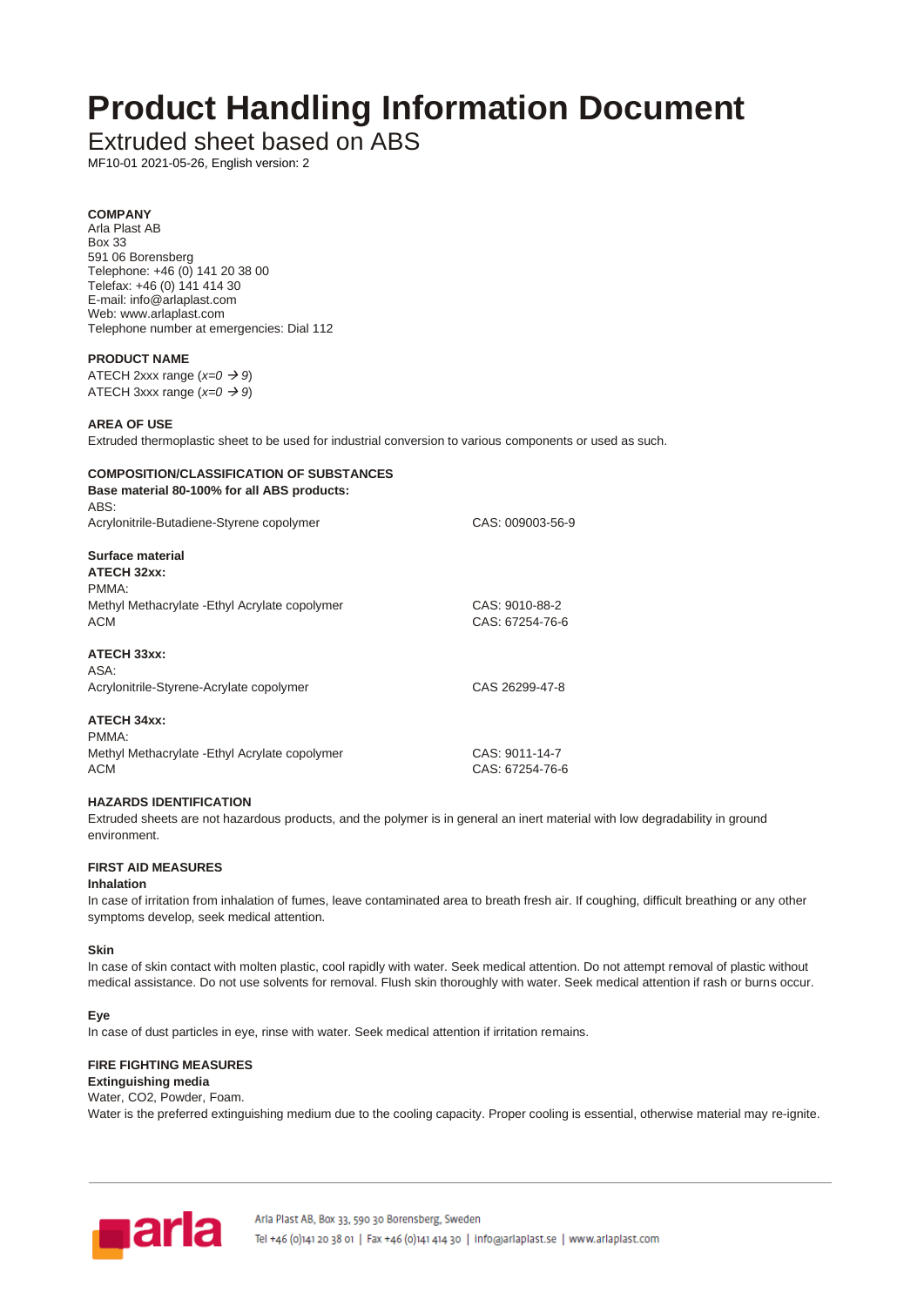# Product Handling Information Document

## Extruded sheet based on ABS

MF10-01 2021-05-26, English version: 2

**COMPANY**
Arla Plast AB
Box 33
591 06 Borensberg
Telephone: +46 (0) 141 20 38 00
Telefax: +46 (0) 141 414 30
E-mail: info@arlaplast.com
Web: www.arlaplast.com
Telephone number at emergencies: Dial 112

**PRODUCT NAME**
ATECH 2xxx range (*x=0 → 9*)
ATECH 3xxx range (*x=0 → 9*)

**AREA OF USE**
Extruded thermoplastic sheet to be used for industrial conversion to various components or used as such.

**COMPOSITION/CLASSIFICATION OF SUBSTANCES**

**Base material 80-100% for all ABS products:**
ABS:

| | |
|---|---|
| Acrylonitrile-Butadiene-Styrene copolymer | CAS: 009003-56-9 |

**Surface material**

**ATECH 32xx:**
PMMA:

| | |
|---|---|
| Methyl Methacrylate -Ethyl Acrylate copolymer | CAS: 9010-88-2 |
| ACM | CAS: 67254-76-6 |

**ATECH 33xx:**
ASA:

| | |
|---|---|
| Acrylonitrile-Styrene-Acrylate copolymer | CAS 26299-47-8 |

**ATECH 34xx:**
PMMA:

| | |
|---|---|
| Methyl Methacrylate -Ethyl Acrylate copolymer | CAS: 9011-14-7 |
| ACM | CAS: 67254-76-6 |

**HAZARDS IDENTIFICATION**
Extruded sheets are not hazardous products, and the polymer is in general an inert material with low degradability in ground environment.

**FIRST AID MEASURES**

**Inhalation**
In case of irritation from inhalation of fumes, leave contaminated area to breath fresh air. If coughing, difficult breathing or any other symptoms develop, seek medical attention.

**Skin**
In case of skin contact with molten plastic, cool rapidly with water. Seek medical attention. Do not attempt removal of plastic without medical assistance. Do not use solvents for removal. Flush skin thoroughly with water. Seek medical attention if rash or burns occur.

**Eye**
In case of dust particles in eye, rinse with water. Seek medical attention if irritation remains.

**FIRE FIGHTING MEASURES**

**Extinguishing media**
Water, CO2, Powder, Foam.
Water is the preferred extinguishing medium due to the cooling capacity. Proper cooling is essential, otherwise material may re-ignite.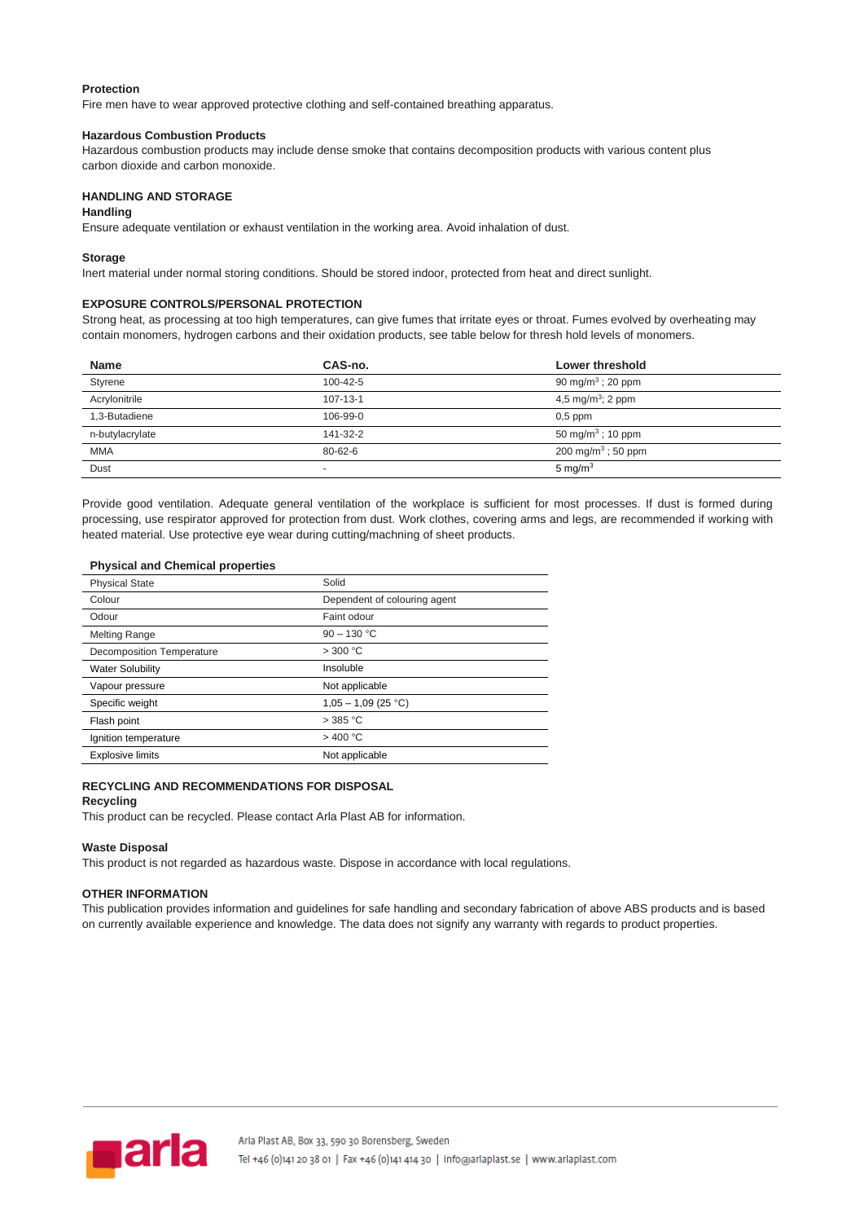**Protection**

Fire men have to wear approved protective clothing and self-contained breathing apparatus.

**Hazardous Combustion Products**

Hazardous combustion products may include dense smoke that contains decomposition products with various content plus carbon dioxide and carbon monoxide.

## HANDLING AND STORAGE

**Handling**

Ensure adequate ventilation or exhaust ventilation in the working area. Avoid inhalation of dust.

**Storage**

Inert material under normal storing conditions. Should be stored indoor, protected from heat and direct sunlight.

## EXPOSURE CONTROLS/PERSONAL PROTECTION

Strong heat, as processing at too high temperatures, can give fumes that irritate eyes or throat. Fumes evolved by overheating may contain monomers, hydrogen carbons and their oxidation products, see table below for thresh hold levels of monomers.

| Name | CAS-no. | Lower threshold |
|---|---|---|
| Styrene | 100-42-5 | 90 $mg/m^3$ ; 20 ppm |
| Acrylonitrile | 107-13-1 | 4,5 $mg/m^3$; 2 ppm |
| 1,3-Butadiene | 106-99-0 | 0,5 ppm |
| n-butylacrylate | 141-32-2 | 50 $mg/m^3$ ; 10 ppm |
| MMA | 80-62-6 | 200 $mg/m^3$ ; 50 ppm |
| Dust | - | 5 $mg/m^3$ |

Provide good ventilation. Adequate general ventilation of the workplace is sufficient for most processes. If dust is formed during processing, use respirator approved for protection from dust. Work clothes, covering arms and legs, are recommended if working with heated material. Use protective eye wear during cutting/machning of sheet products.

**Physical and Chemical properties**

| | |
|---|---|
| Physical State | Solid |
| Colour | Dependent of colouring agent |
| Odour | Faint odour |
| Melting Range | 90 – 130 °C |
| Decomposition Temperature | > 300 °C |
| Water Solubility | Insoluble |
| Vapour pressure | Not applicable |
| Specific weight | 1,05 – 1,09 (25 °C) |
| Flash point | > 385 °C |
| Ignition temperature | > 400 °C |
| Explosive limits | Not applicable |

## RECYCLING AND RECOMMENDATIONS FOR DISPOSAL

**Recycling**

This product can be recycled. Please contact Arla Plast AB for information.

**Waste Disposal**

This product is not regarded as hazardous waste. Dispose in accordance with local regulations.

## OTHER INFORMATION

This publication provides information and guidelines for safe handling and secondary fabrication of above ABS products and is based on currently available experience and knowledge. The data does not signify any warranty with regards to product properties.